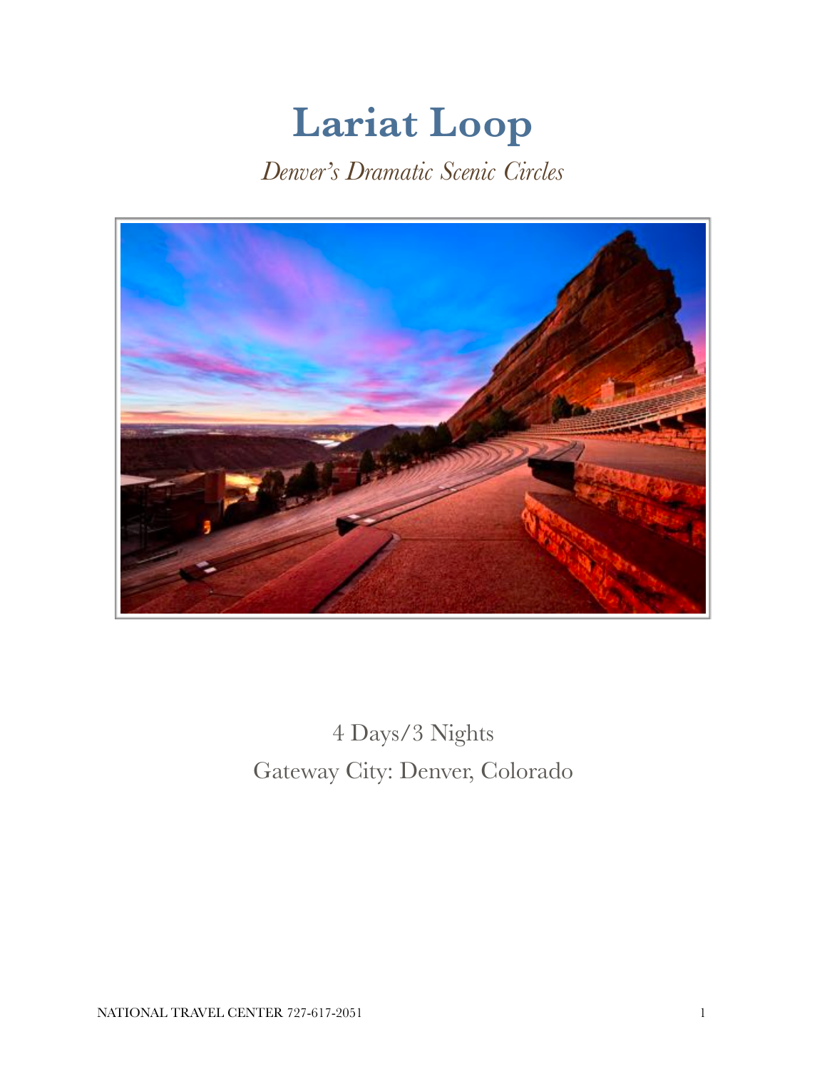# Lariat Loop

*Denver's Dramatic Scenic Circles*

4 Days/3 Nights

Gateway City: Denver, Colorado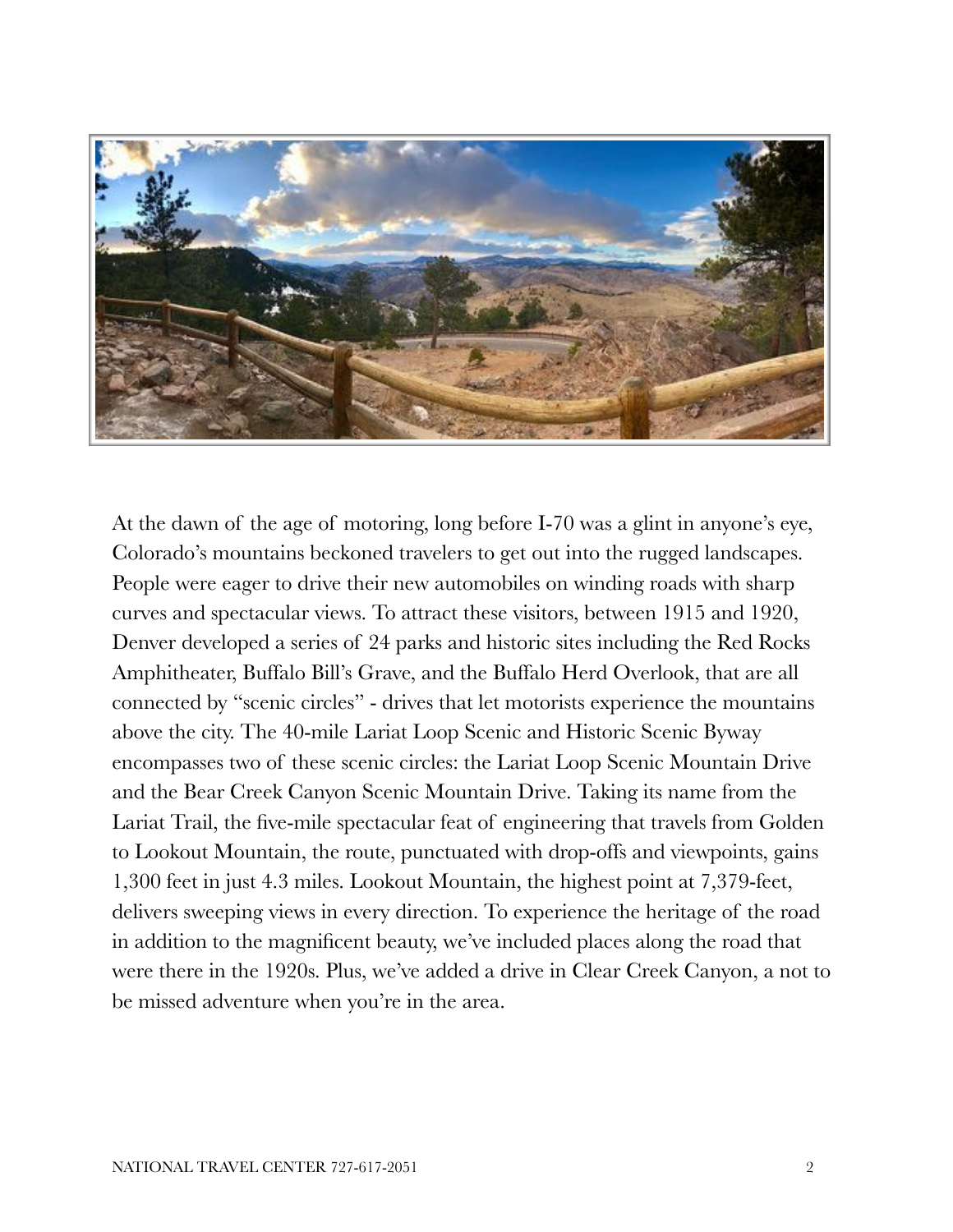At the dawn of the age of motoring, long before I-70 was a glint in anyone's eye, Colorado's mountains beckoned travelers to get out into the rugged landscapes. People were eager to drive their new automobiles on winding roads with sharp curves and spectacular views. To attract these visitors, between 1915 and 1920, Denver developed a series of 24 parks and historic sites including the Red Rocks Amphitheater, Buffalo Bill's Grave, and the Buffalo Herd Overlook, that are all connected by "scenic circles" - drives that let motorists experience the mountains above the city. The 40-mile Lariat Loop Scenic and Historic Scenic Byway encompasses two of these scenic circles: the Lariat Loop Scenic Mountain Drive and the Bear Creek Canyon Scenic Mountain Drive. Taking its name from the Lariat Trail, the five-mile spectacular feat of engineering that travels from Golden to Lookout Mountain, the route, punctuated with drop-offs and viewpoints, gains 1,300 feet in just 4.3 miles. Lookout Mountain, the highest point at 7,379-feet, delivers sweeping views in every direction. To experience the heritage of the road in addition to the magnificent beauty, we've included places along the road that were there in the 1920s. Plus, we've added a drive in Clear Creek Canyon, a not to be missed adventure when you're in the area.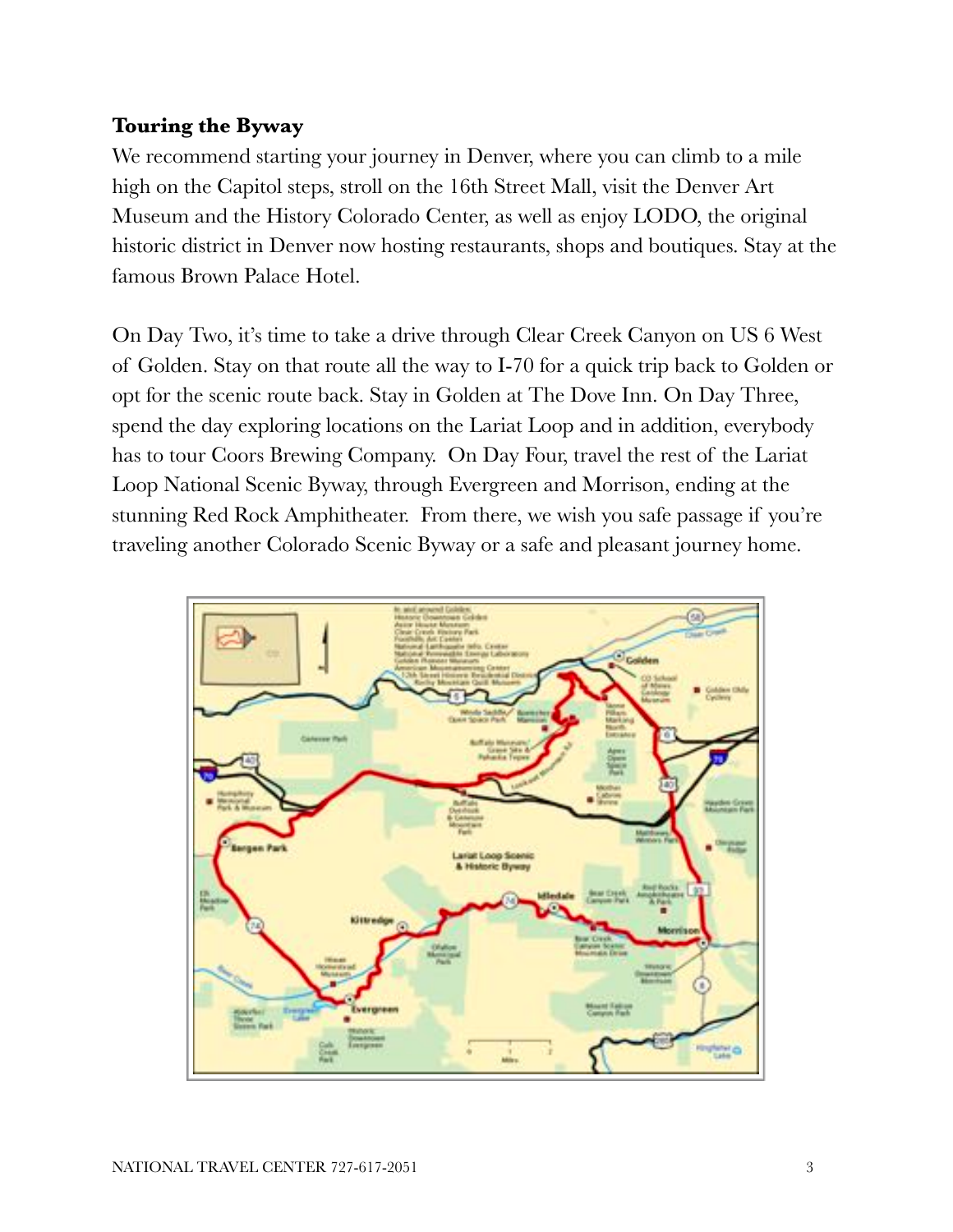**Touring the Byway**

We recommend starting your journey in Denver, where you can climb to a mile high on the Capitol steps, stroll on the 16th Street Mall, visit the Denver Art Museum and the History Colorado Center, as well as enjoy LODO, the original historic district in Denver now hosting restaurants, shops and boutiques. Stay at the famous Brown Palace Hotel.

On Day Two, it's time to take a drive through Clear Creek Canyon on US 6 West of Golden. Stay on that route all the way to I-70 for a quick trip back to Golden or opt for the scenic route back. Stay in Golden at The Dove Inn. On Day Three, spend the day exploring locations on the Lariat Loop and in addition, everybody has to tour Coors Brewing Company. On Day Four, travel the rest of the Lariat Loop National Scenic Byway, through Evergreen and Morrison, ending at the stunning Red Rock Amphitheater. From there, we wish you safe passage if you're traveling another Colorado Scenic Byway or a safe and pleasant journey home.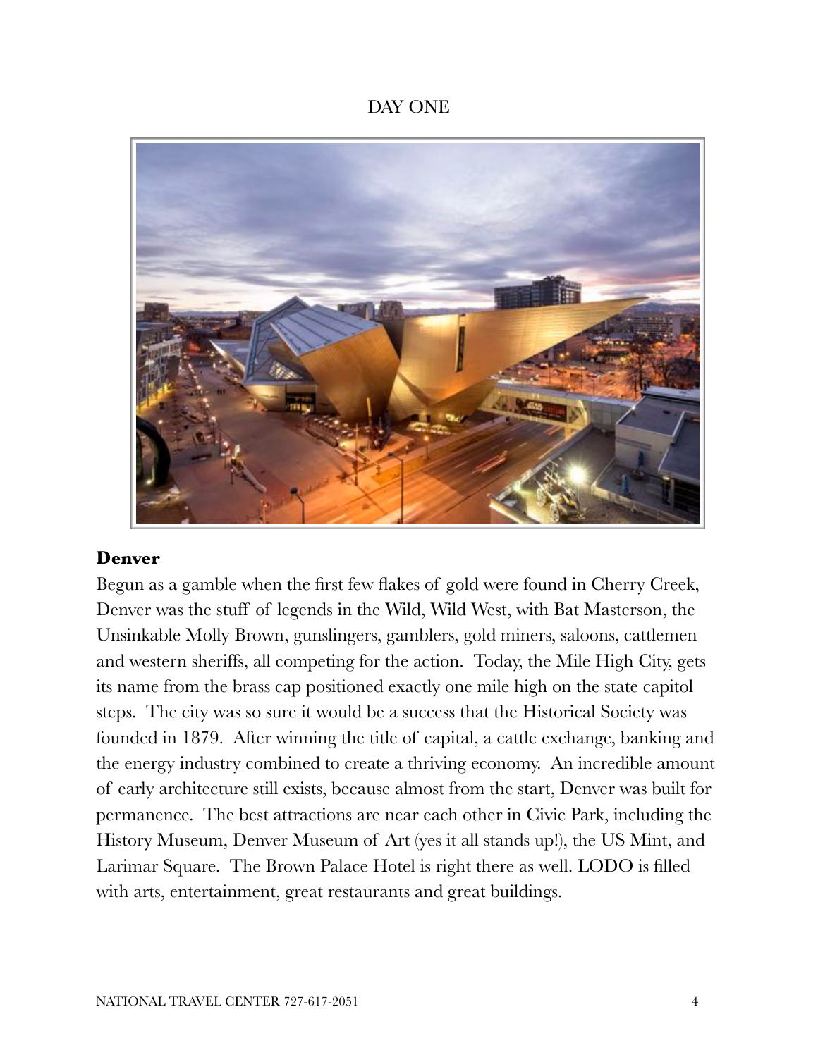# DAY ONE

**Denver**

Begun as a gamble when the first few flakes of gold were found in Cherry Creek, Denver was the stuff of legends in the Wild, Wild West, with Bat Masterson, the Unsinkable Molly Brown, gunslingers, gamblers, gold miners, saloons, cattlemen and western sheriffs, all competing for the action. Today, the Mile High City, gets its name from the brass cap positioned exactly one mile high on the state capitol steps. The city was so sure it would be a success that the Historical Society was founded in 1879. After winning the title of capital, a cattle exchange, banking and the energy industry combined to create a thriving economy. An incredible amount of early architecture still exists, because almost from the start, Denver was built for permanence. The best attractions are near each other in Civic Park, including the History Museum, Denver Museum of Art (yes it all stands up!), the US Mint, and Larimar Square. The Brown Palace Hotel is right there as well. LODO is filled with arts, entertainment, great restaurants and great buildings.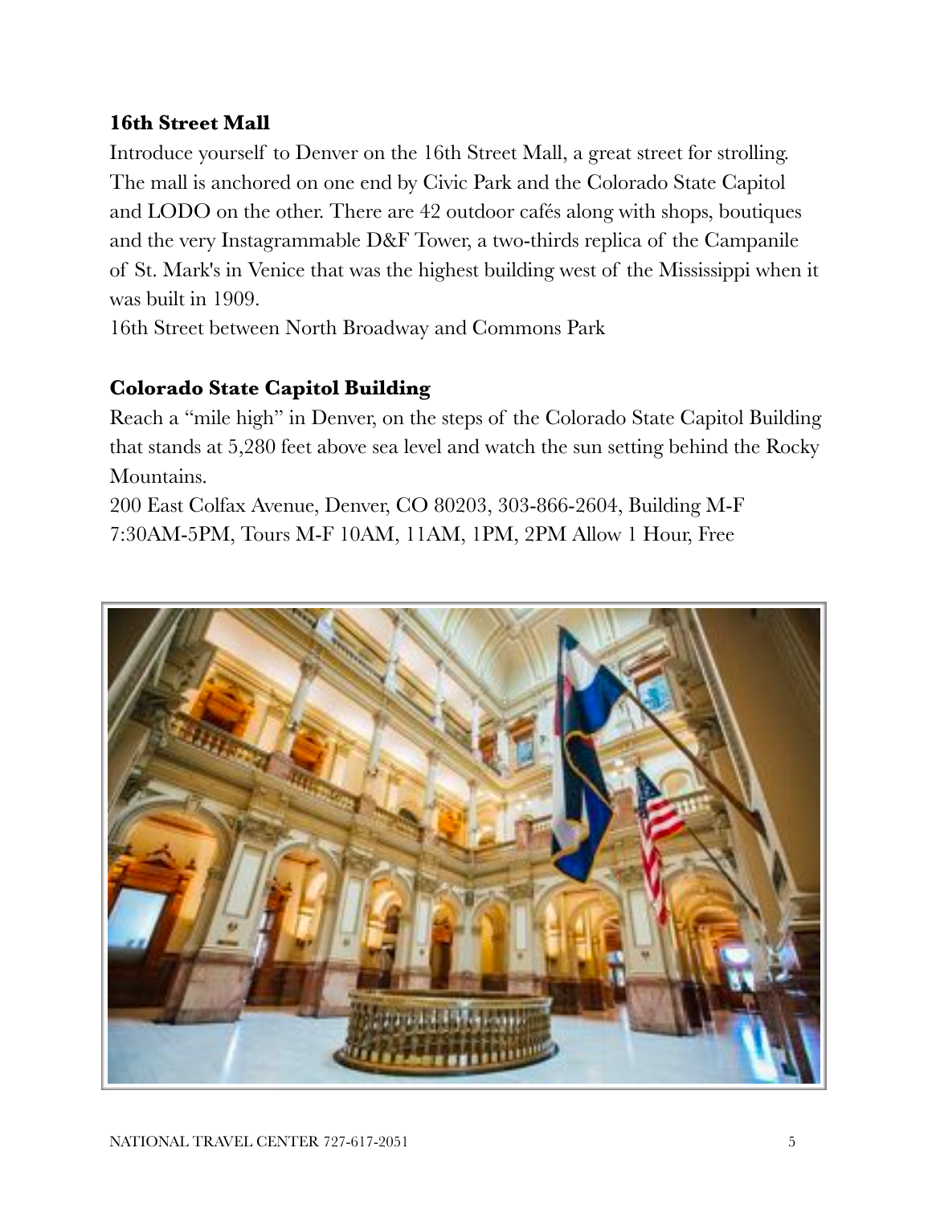### 16th Street Mall

Introduce yourself to Denver on the 16th Street Mall, a great street for strolling. The mall is anchored on one end by Civic Park and the Colorado State Capitol and LODO on the other. There are 42 outdoor cafés along with shops, boutiques and the very Instagrammable D&F Tower, a two-thirds replica of the Campanile of St. Mark's in Venice that was the highest building west of the Mississippi when it was built in 1909.

16th Street between North Broadway and Commons Park

### Colorado State Capitol Building

Reach a "mile high" in Denver, on the steps of the Colorado State Capitol Building that stands at 5,280 feet above sea level and watch the sun setting behind the Rocky Mountains.

200 East Colfax Avenue, Denver, CO 80203, 303-866-2604, Building M-F 7:30AM-5PM, Tours M-F 10AM, 11AM, 1PM, 2PM Allow 1 Hour, Free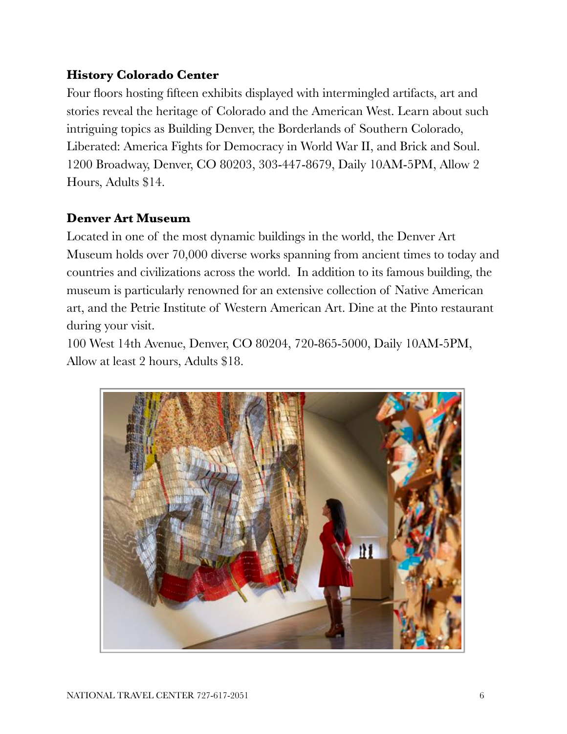### History Colorado Center

Four floors hosting fifteen exhibits displayed with intermingled artifacts, art and stories reveal the heritage of Colorado and the American West. Learn about such intriguing topics as Building Denver, the Borderlands of Southern Colorado, Liberated: America Fights for Democracy in World War II, and Brick and Soul. 1200 Broadway, Denver, CO 80203, 303-447-8679, Daily 10AM-5PM, Allow 2 Hours, Adults $14.

### Denver Art Museum

Located in one of the most dynamic buildings in the world, the Denver Art Museum holds over 70,000 diverse works spanning from ancient times to today and countries and civilizations across the world. In addition to its famous building, the museum is particularly renowned for an extensive collection of Native American art, and the Petrie Institute of Western American Art. Dine at the Pinto restaurant during your visit.

100 West 14th Avenue, Denver, CO 80204, 720-865-5000, Daily 10AM-5PM, Allow at least 2 hours, Adults $18.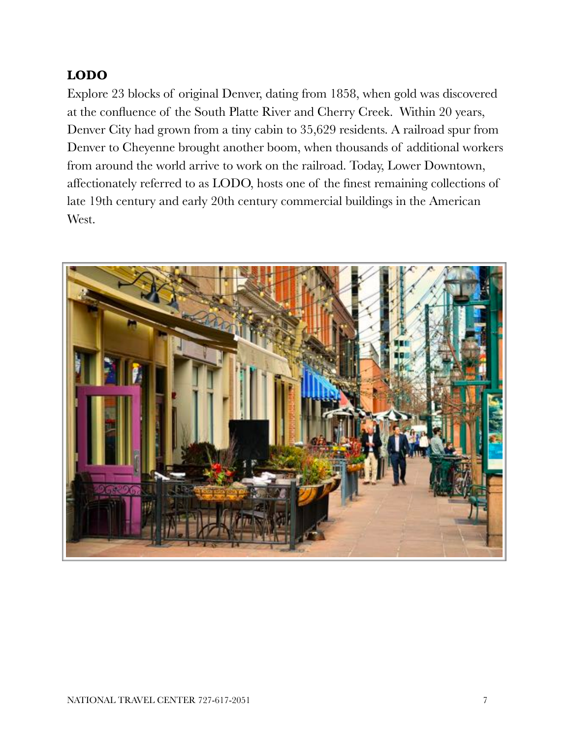## LODO

Explore 23 blocks of original Denver, dating from 1858, when gold was discovered at the confluence of the South Platte River and Cherry Creek. Within 20 years, Denver City had grown from a tiny cabin to 35,629 residents. A railroad spur from Denver to Cheyenne brought another boom, when thousands of additional workers from around the world arrive to work on the railroad. Today, Lower Downtown, affectionately referred to as LODO, hosts one of the finest remaining collections of late 19th century and early 20th century commercial buildings in the American West.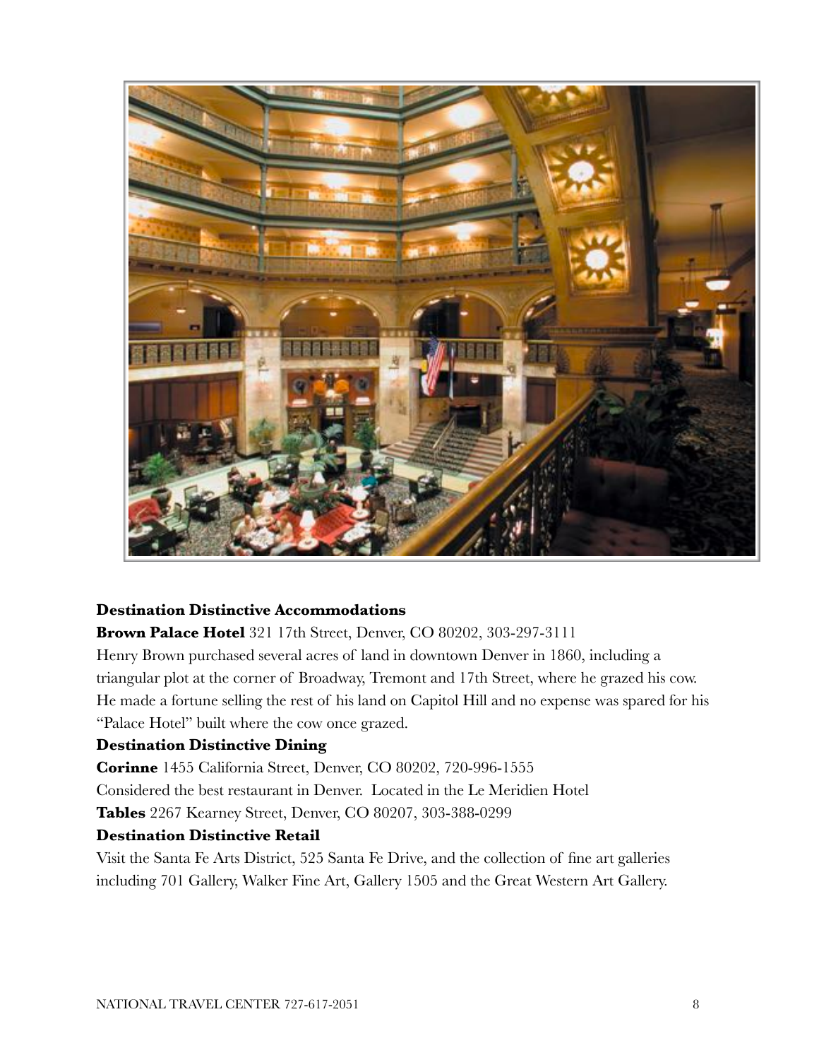**Destination Distinctive Accommodations**

**Brown Palace Hotel** 321 17th Street, Denver, CO 80202, 303-297-3111

Henry Brown purchased several acres of land in downtown Denver in 1860, including a triangular plot at the corner of Broadway, Tremont and 17th Street, where he grazed his cow. He made a fortune selling the rest of his land on Capitol Hill and no expense was spared for his "Palace Hotel" built where the cow once grazed.

**Destination Distinctive Dining**

**Corinne** 1455 California Street, Denver, CO 80202, 720-996-1555

Considered the best restaurant in Denver. Located in the Le Meridien Hotel

**Tables** 2267 Kearney Street, Denver, CO 80207, 303-388-0299

**Destination Distinctive Retail**

Visit the Santa Fe Arts District, 525 Santa Fe Drive, and the collection of fine art galleries including 701 Gallery, Walker Fine Art, Gallery 1505 and the Great Western Art Gallery.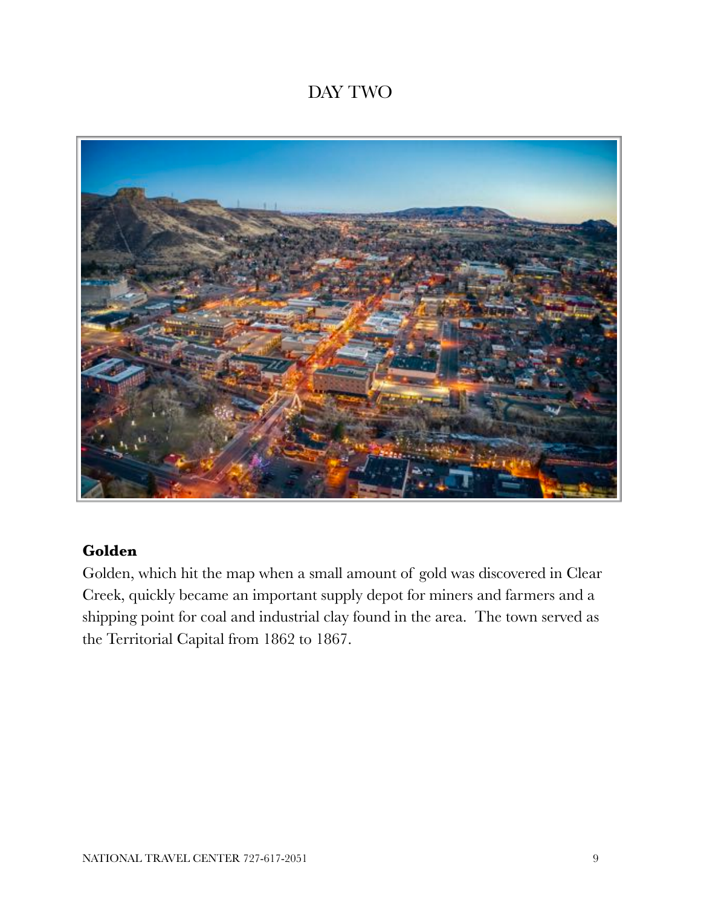# DAY TWO

**Golden**

Golden, which hit the map when a small amount of gold was discovered in Clear Creek, quickly became an important supply depot for miners and farmers and a shipping point for coal and industrial clay found in the area. The town served as the Territorial Capital from 1862 to 1867.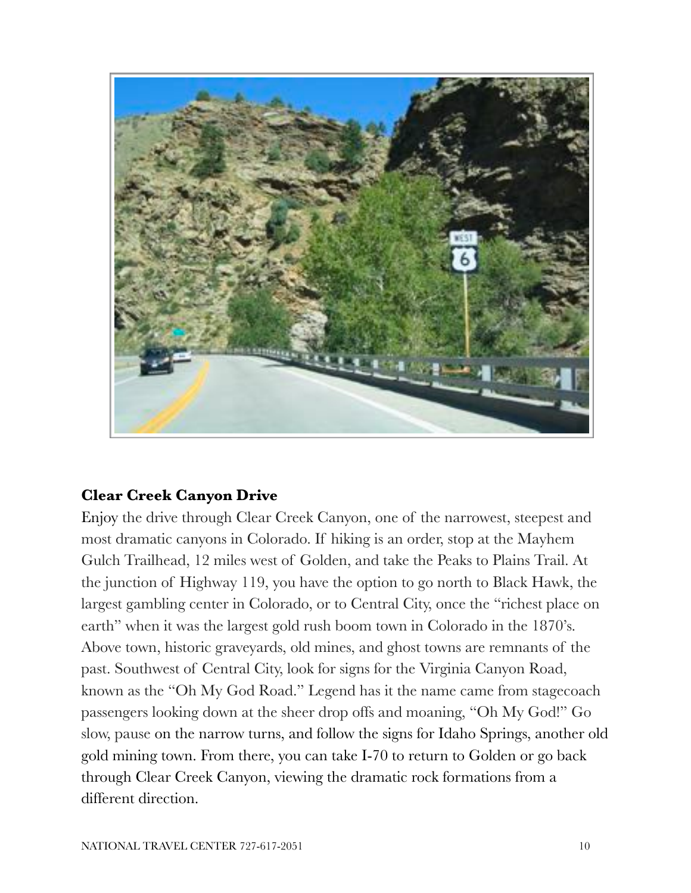**Clear Creek Canyon Drive**

Enjoy the drive through Clear Creek Canyon, one of the narrowest, steepest and most dramatic canyons in Colorado. If hiking is an order, stop at the Mayhem Gulch Trailhead, 12 miles west of Golden, and take the Peaks to Plains Trail. At the junction of Highway 119, you have the option to go north to Black Hawk, the largest gambling center in Colorado, or to Central City, once the "richest place on earth" when it was the largest gold rush boom town in Colorado in the 1870's. Above town, historic graveyards, old mines, and ghost towns are remnants of the past. Southwest of Central City, look for signs for the Virginia Canyon Road, known as the "Oh My God Road." Legend has it the name came from stagecoach passengers looking down at the sheer drop offs and moaning, "Oh My God!" Go slow, pause on the narrow turns, and follow the signs for Idaho Springs, another old gold mining town. From there, you can take I-70 to return to Golden or go back through Clear Creek Canyon, viewing the dramatic rock formations from a different direction.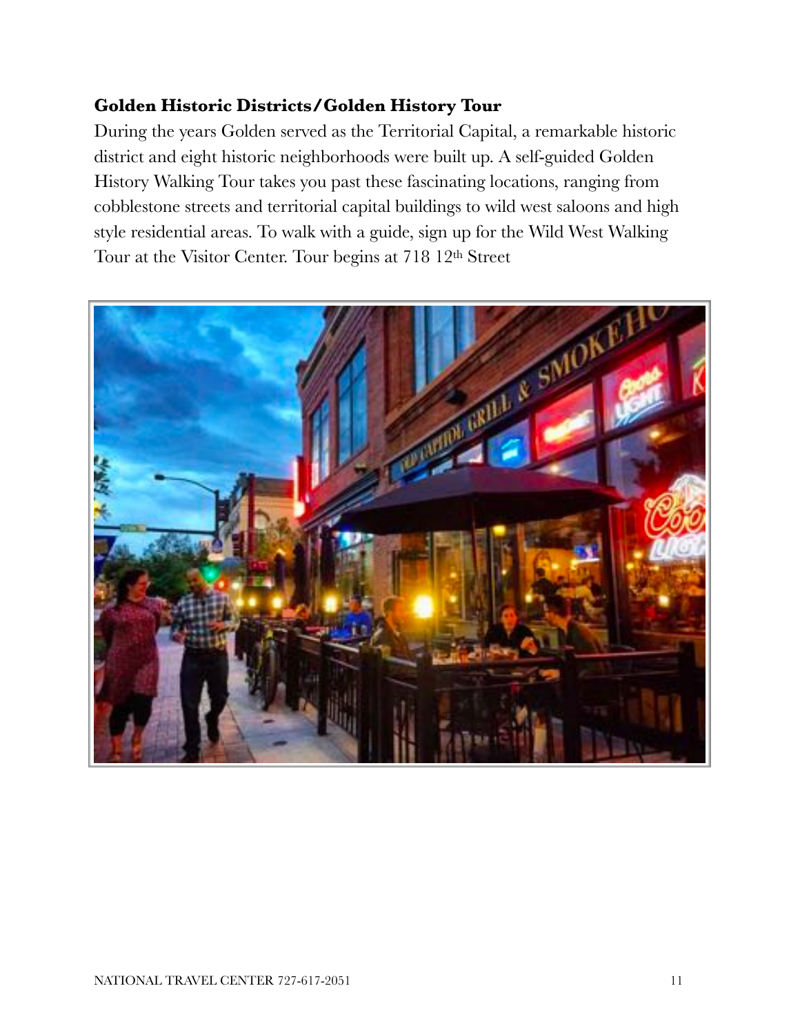**Golden Historic Districts/Golden History Tour**

During the years Golden served as the Territorial Capital, a remarkable historic district and eight historic neighborhoods were built up. A self-guided Golden History Walking Tour takes you past these fascinating locations, ranging from cobblestone streets and territorial capital buildings to wild west saloons and high style residential areas. To walk with a guide, sign up for the Wild West Walking Tour at the Visitor Center. Tour begins at 718 12th Street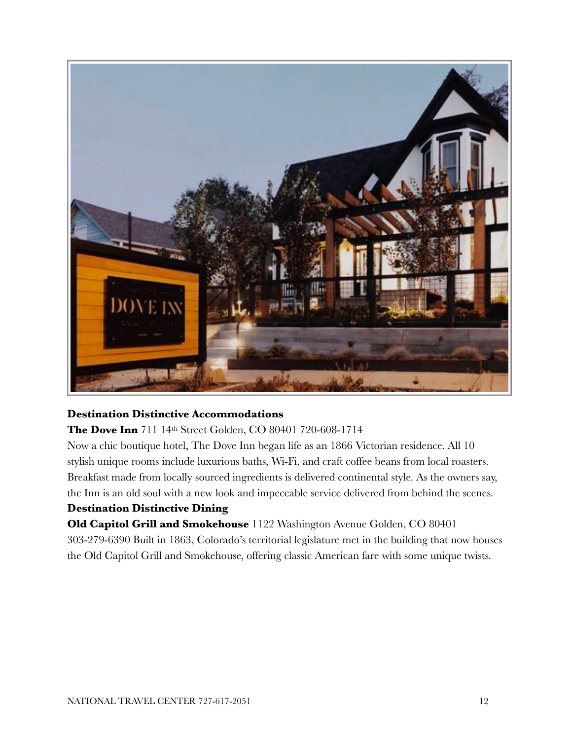**Destination Distinctive Accommodations**

**The Dove Inn** 711 14th Street Golden, CO 80401 720-608-1714

Now a chic boutique hotel, The Dove Inn began life as an 1866 Victorian residence. All 10 stylish unique rooms include luxurious baths, Wi-Fi, and craft coffee beans from local roasters. Breakfast made from locally sourced ingredients is delivered continental style. As the owners say, the Inn is an old soul with a new look and impeccable service delivered from behind the scenes.

**Destination Distinctive Dining**

**Old Capitol Grill and Smokehouse** 1122 Washington Avenue Golden, CO 80401 303-279-6390 Built in 1863, Colorado's territorial legislature met in the building that now houses the Old Capitol Grill and Smokehouse, offering classic American fare with some unique twists.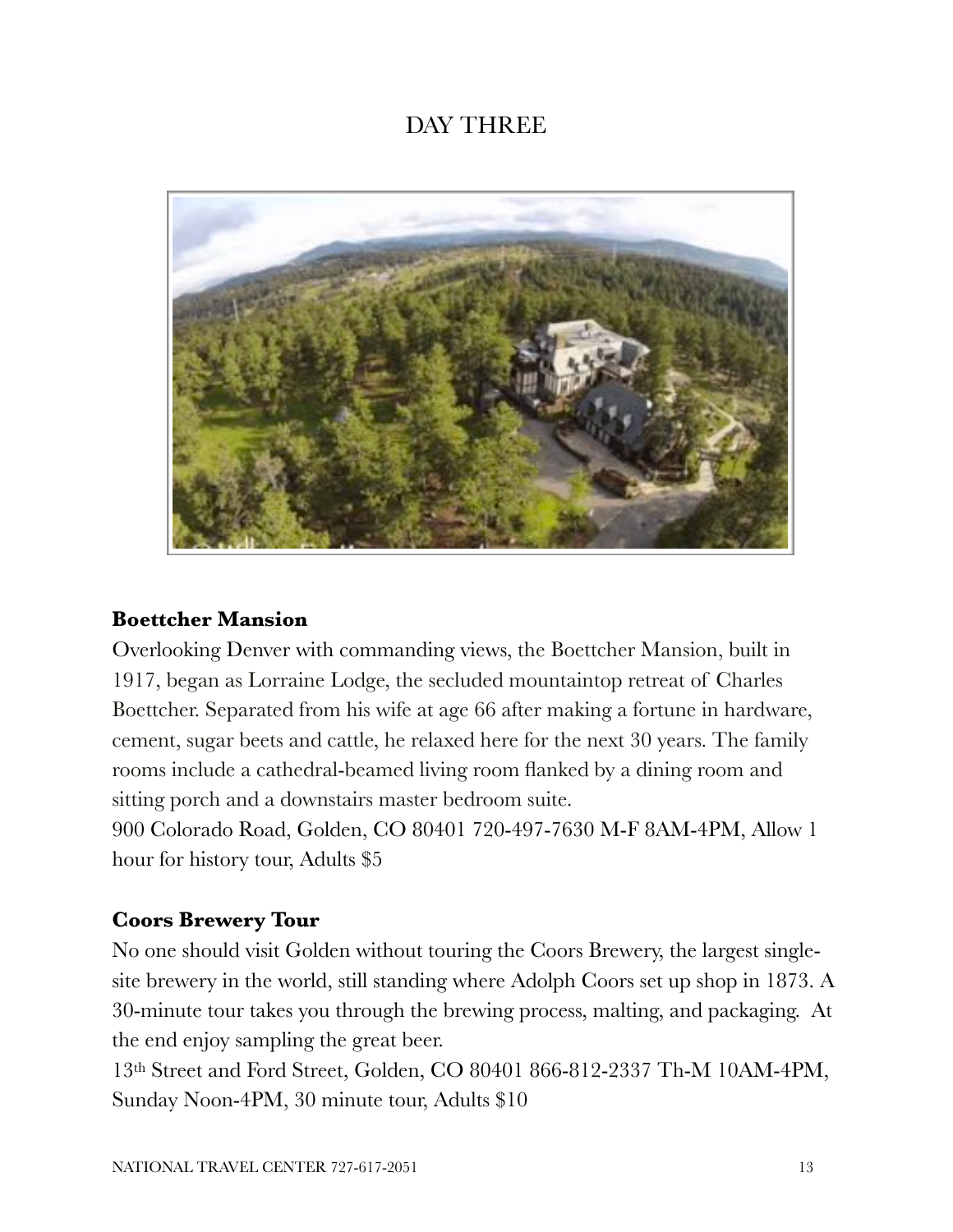# DAY THREE

**Boettcher Mansion**

Overlooking Denver with commanding views, the Boettcher Mansion, built in 1917, began as Lorraine Lodge, the secluded mountaintop retreat of Charles Boettcher. Separated from his wife at age 66 after making a fortune in hardware, cement, sugar beets and cattle, he relaxed here for the next 30 years. The family rooms include a cathedral-beamed living room flanked by a dining room and sitting porch and a downstairs master bedroom suite.

900 Colorado Road, Golden, CO 80401 720-497-7630 M-F 8AM-4PM, Allow 1 hour for history tour, Adults $5

**Coors Brewery Tour**

No one should visit Golden without touring the Coors Brewery, the largest single-site brewery in the world, still standing where Adolph Coors set up shop in 1873. A 30-minute tour takes you through the brewing process, malting, and packaging. At the end enjoy sampling the great beer.

13th Street and Ford Street, Golden, CO 80401 866-812-2337 Th-M 10AM-4PM, Sunday Noon-4PM, 30 minute tour, Adults $10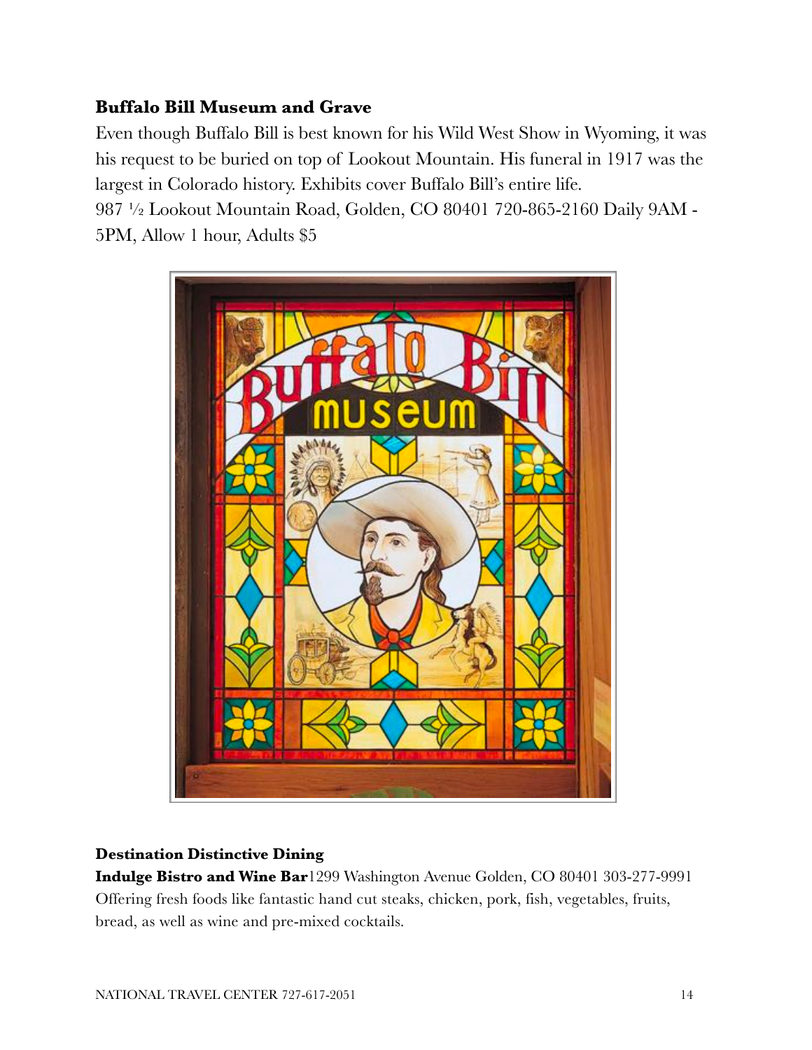### Buffalo Bill Museum and Grave

Even though Buffalo Bill is best known for his Wild West Show in Wyoming, it was his request to be buried on top of Lookout Mountain. His funeral in 1917 was the largest in Colorado history. Exhibits cover Buffalo Bill's entire life.

987 ½ Lookout Mountain Road, Golden, CO 80401 720-865-2160 Daily 9AM - 5PM, Allow 1 hour, Adults $5

**Destination Distinctive Dining**

**Indulge Bistro and Wine Bar**1299 Washington Avenue Golden, CO 80401 303-277-9991 Offering fresh foods like fantastic hand cut steaks, chicken, pork, fish, vegetables, fruits, bread, as well as wine and pre-mixed cocktails.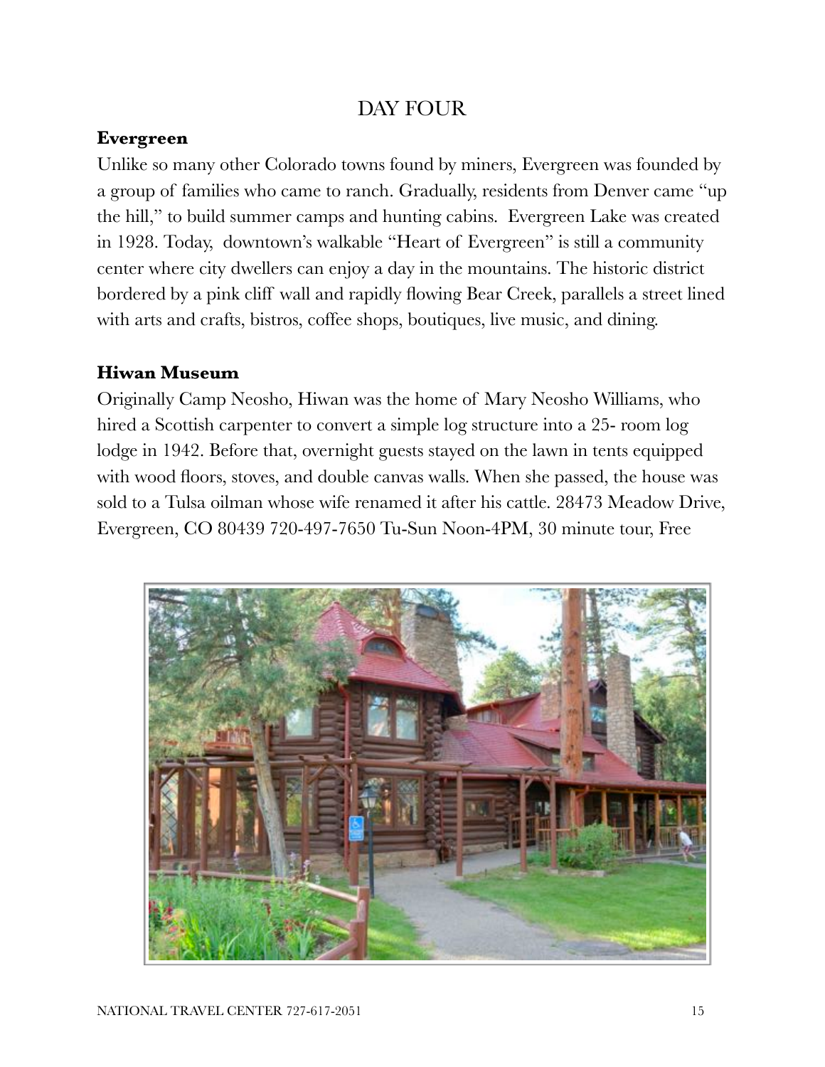# DAY FOUR

**Evergreen**

Unlike so many other Colorado towns found by miners, Evergreen was founded by a group of families who came to ranch. Gradually, residents from Denver came "up the hill," to build summer camps and hunting cabins. Evergreen Lake was created in 1928. Today, downtown's walkable "Heart of Evergreen" is still a community center where city dwellers can enjoy a day in the mountains. The historic district bordered by a pink cliff wall and rapidly flowing Bear Creek, parallels a street lined with arts and crafts, bistros, coffee shops, boutiques, live music, and dining.

**Hiwan Museum**

Originally Camp Neosho, Hiwan was the home of Mary Neosho Williams, who hired a Scottish carpenter to convert a simple log structure into a 25- room log lodge in 1942. Before that, overnight guests stayed on the lawn in tents equipped with wood floors, stoves, and double canvas walls. When she passed, the house was sold to a Tulsa oilman whose wife renamed it after his cattle. 28473 Meadow Drive, Evergreen, CO 80439 720-497-7650 Tu-Sun Noon-4PM, 30 minute tour, Free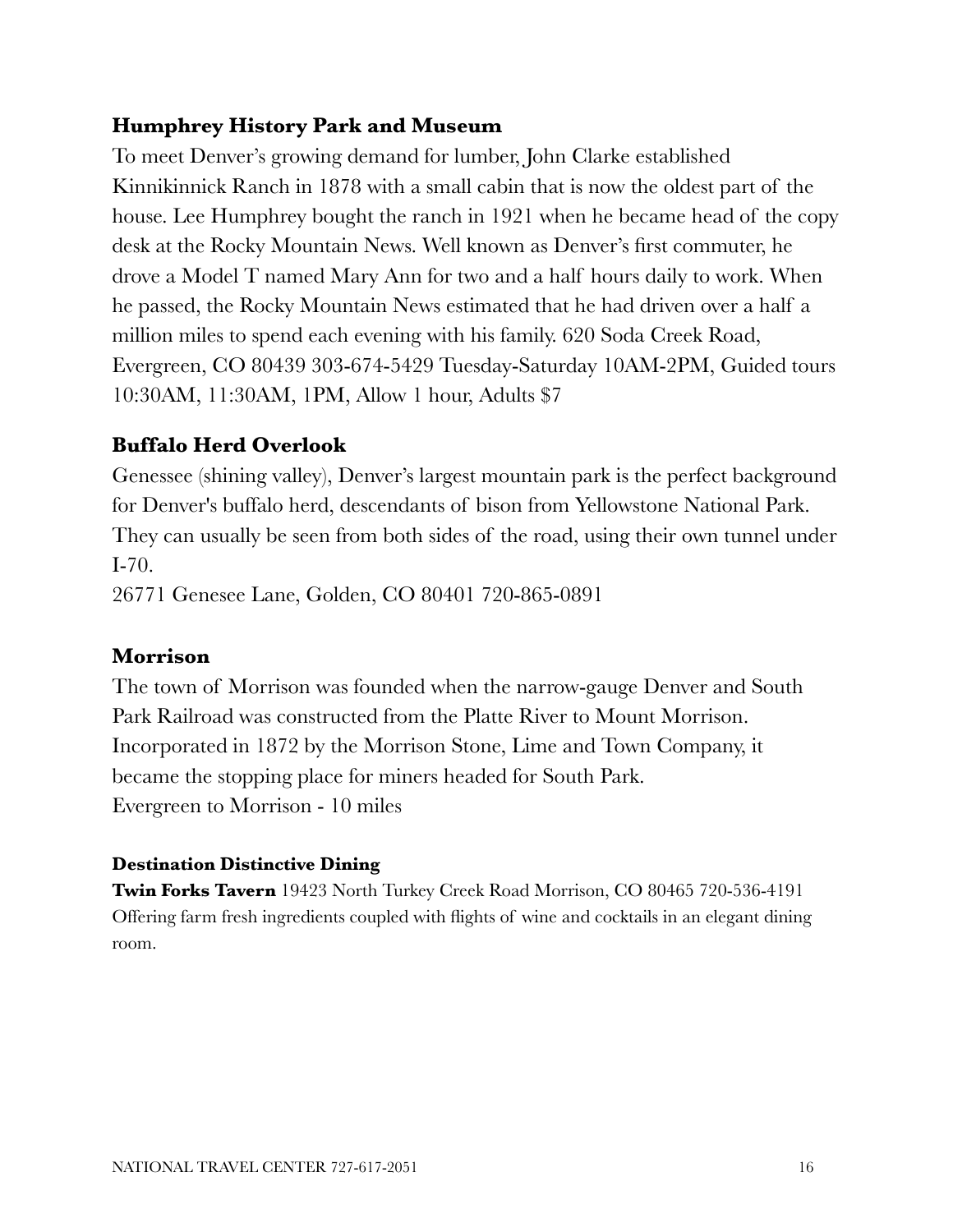### Humphrey History Park and Museum

To meet Denver's growing demand for lumber, John Clarke established Kinnikinnick Ranch in 1878 with a small cabin that is now the oldest part of the house. Lee Humphrey bought the ranch in 1921 when he became head of the copy desk at the Rocky Mountain News. Well known as Denver's first commuter, he drove a Model T named Mary Ann for two and a half hours daily to work. When he passed, the Rocky Mountain News estimated that he had driven over a half a million miles to spend each evening with his family. 620 Soda Creek Road, Evergreen, CO 80439 303-674-5429 Tuesday-Saturday 10AM-2PM, Guided tours 10:30AM, 11:30AM, 1PM, Allow 1 hour, Adults $7

### Buffalo Herd Overlook

Genessee (shining valley), Denver's largest mountain park is the perfect background for Denver's buffalo herd, descendants of bison from Yellowstone National Park. They can usually be seen from both sides of the road, using their own tunnel under I-70.

26771 Genesee Lane, Golden, CO 80401 720-865-0891

### Morrison

The town of Morrison was founded when the narrow-gauge Denver and South Park Railroad was constructed from the Platte River to Mount Morrison. Incorporated in 1872 by the Morrison Stone, Lime and Town Company, it became the stopping place for miners headed for South Park.

Evergreen to Morrison - 10 miles

#### Destination Distinctive Dining

**Twin Forks Tavern** 19423 North Turkey Creek Road Morrison, CO 80465 720-536-4191 Offering farm fresh ingredients coupled with flights of wine and cocktails in an elegant dining room.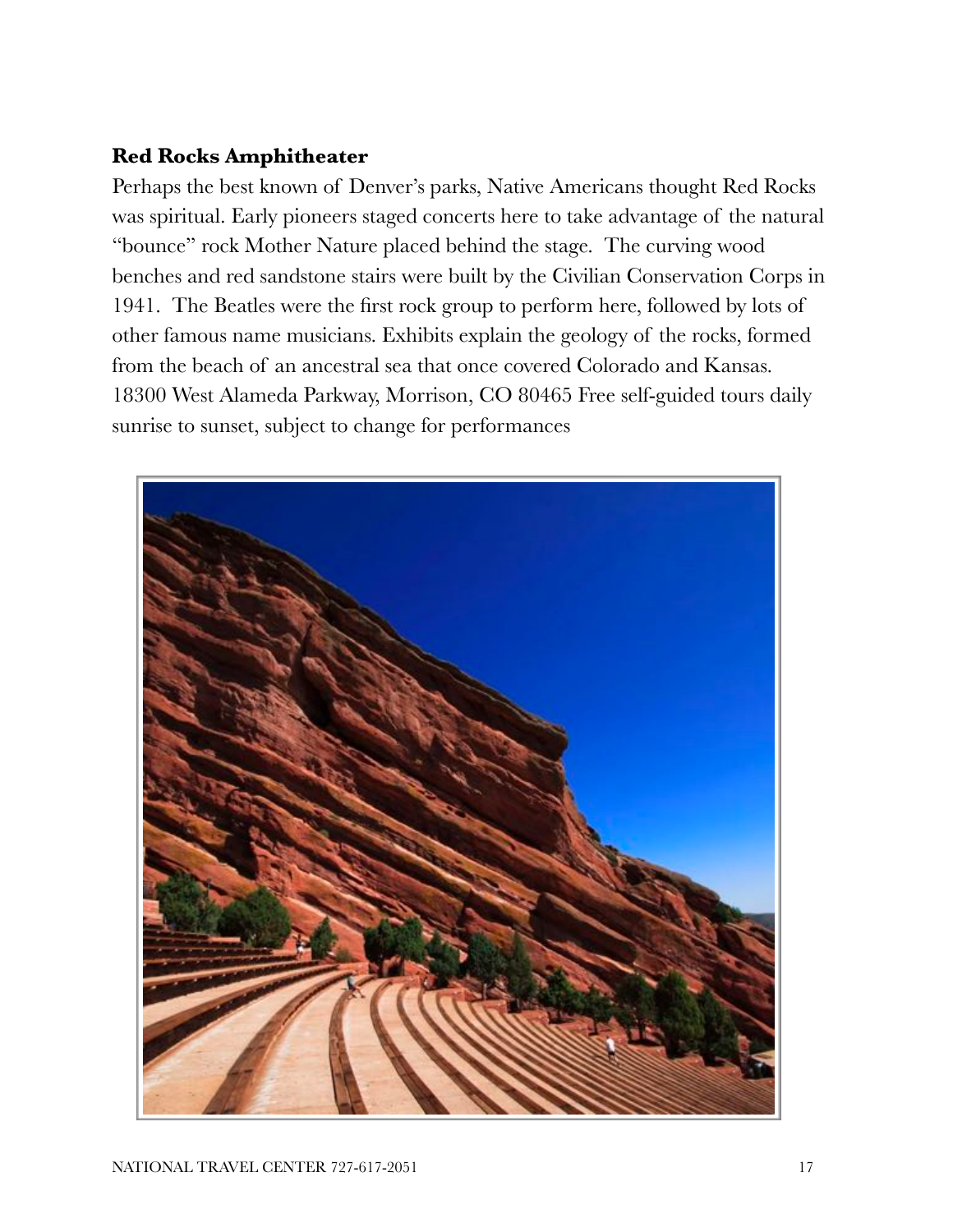**Red Rocks Amphitheater**

Perhaps the best known of Denver's parks, Native Americans thought Red Rocks was spiritual. Early pioneers staged concerts here to take advantage of the natural "bounce" rock Mother Nature placed behind the stage. The curving wood benches and red sandstone stairs were built by the Civilian Conservation Corps in 1941. The Beatles were the first rock group to perform here, followed by lots of other famous name musicians. Exhibits explain the geology of the rocks, formed from the beach of an ancestral sea that once covered Colorado and Kansas. 18300 West Alameda Parkway, Morrison, CO 80465 Free self-guided tours daily sunrise to sunset, subject to change for performances